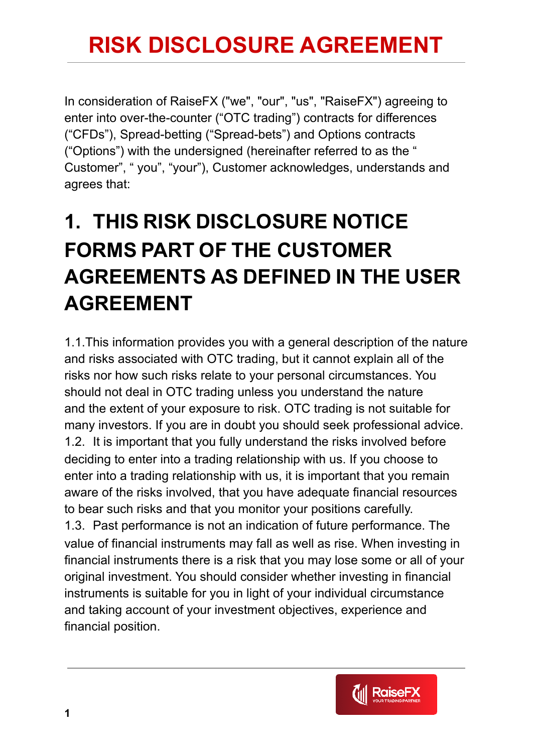# RISK DISCLOSURE AGREEMENT

In consideration of RaiseFX ("we", "our", "us", "RaiseFX") agreeing to enter into over-the-counter ("OTC trading") contracts for differences ("CFDs"), Spread-betting ("Spread-bets") and Options contracts ("Options") with the undersigned (hereinafter referred to as the " Customer", " you", "your"), Customer acknowledges, understands and agrees that:

## 1. THIS RISK DISCLOSURE NOTICE FORMS PART OF THE CUSTOMER AGREEMENTS AS DEFINED IN THE USER AGREEMENT

1.1. This information provides you with a general description of the nature and risks associated with OTC trading, but it cannot explain all of the risks nor how such risks relate to your personal circumstances. You should not deal in OTC trading unless you understand the nature and the extent of your exposure to risk. OTC trading is not suitable for many investors. If you are in doubt you should seek professional advice.

1.2. It is important that you fully understand the risks involved before deciding to enter into a trading relationship with us. If you choose to enter into a trading relationship with us, it is important that you remain aware of the risks involved, that you have adequate financial resources to bear such risks and that you monitor your positions carefully.

1.3. Past performance is not an indication of future performance. The value of financial instruments may fall as well as rise. When investing in financial instruments there is a risk that you may lose some or all of your original investment. You should consider whether investing in financial instruments is suitable for you in light of your individual circumstance and taking account of your investment objectives, experience and financial position.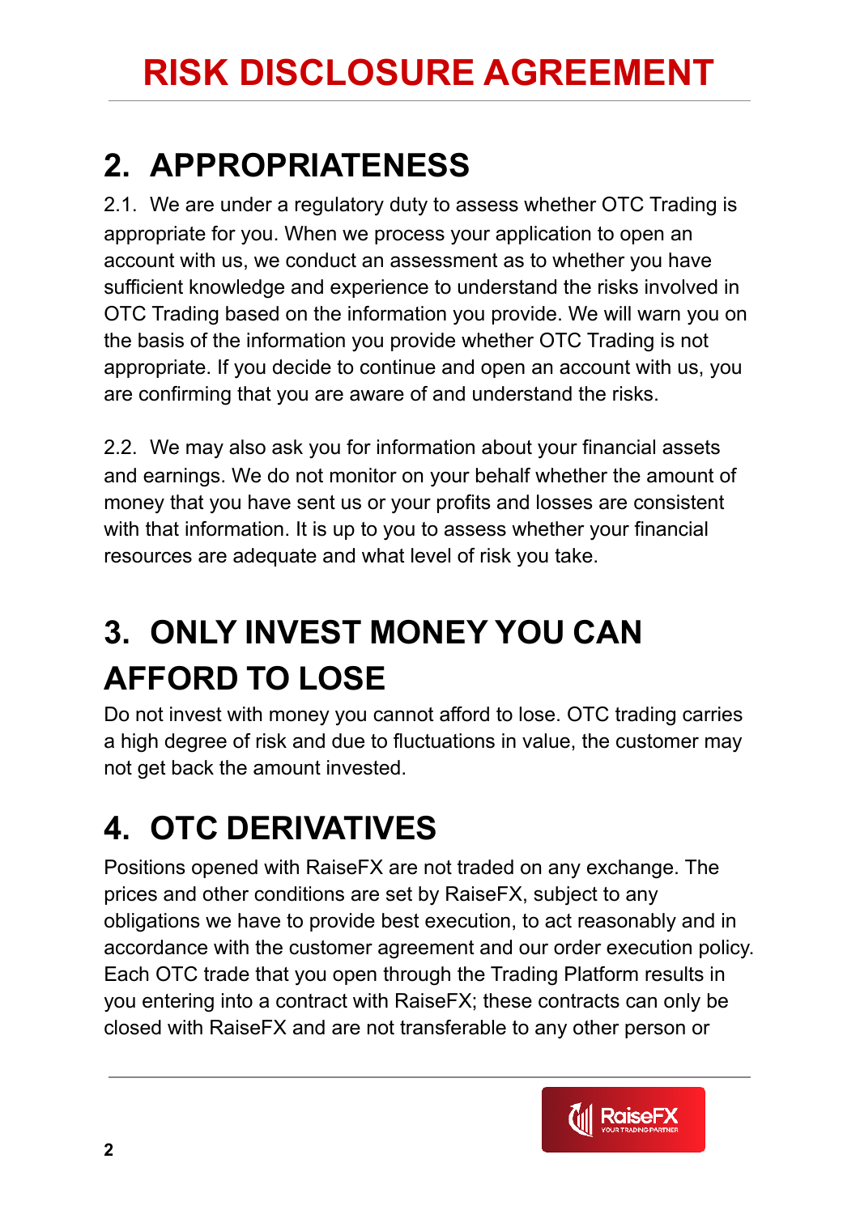# RISK DISCLOSURE AGREEMENT

## 2. APPROPRIATENESS

2.1. We are under a regulatory duty to assess whether OTC Trading is appropriate for you. When we process your application to open an account with us, we conduct an assessment as to whether you have sufficient knowledge and experience to understand the risks involved in OTC Trading based on the information you provide. We will warn you on the basis of the information you provide whether OTC Trading is not appropriate. If you decide to continue and open an account with us, you are confirming that you are aware of and understand the risks.

2.2. We may also ask you for information about your financial assets and earnings. We do not monitor on your behalf whether the amount of money that you have sent us or your profits and losses are consistent with that information. It is up to you to assess whether your financial resources are adequate and what level of risk you take.

## 3. ONLY INVEST MONEY YOU CAN AFFORD TO LOSE

Do not invest with money you cannot afford to lose. OTC trading carries a high degree of risk and due to fluctuations in value, the customer may not get back the amount invested.

## 4. OTC DERIVATIVES

Positions opened with RaiseFX are not traded on any exchange. The prices and other conditions are set by RaiseFX, subject to any obligations we have to provide best execution, to act reasonably and in accordance with the customer agreement and our order execution policy. Each OTC trade that you open through the Trading Platform results in you entering into a contract with RaiseFX; these contracts can only be closed with RaiseFX and are not transferable to any other person or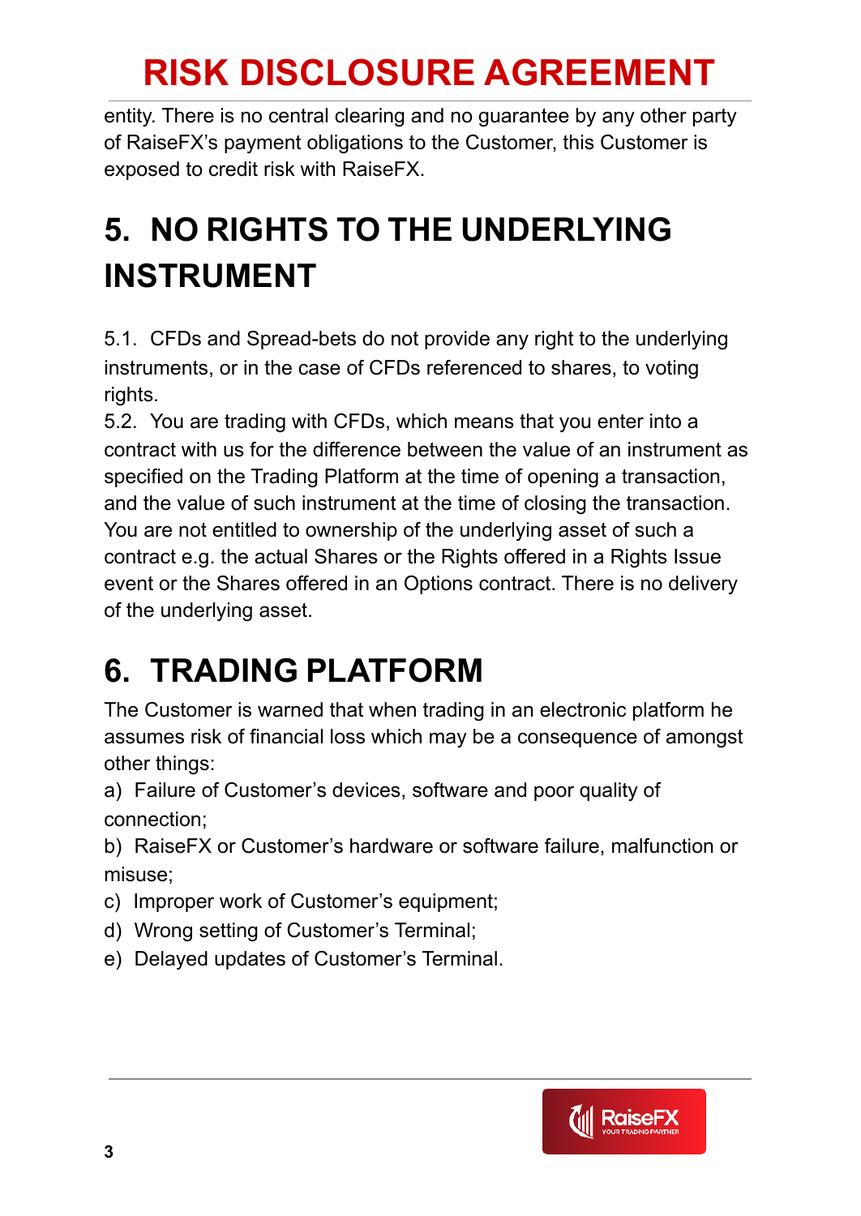entity. There is no central clearing and no guarantee by any other party of RaiseFX's payment obligations to the Customer, this Customer is exposed to credit risk with RaiseFX.

## 5. NO RIGHTS TO THE UNDERLYING INSTRUMENT

5.1. CFDs and Spread-bets do not provide any right to the underlying instruments, or in the case of CFDs referenced to shares, to voting rights.

5.2. You are trading with CFDs, which means that you enter into a contract with us for the difference between the value of an instrument as specified on the Trading Platform at the time of opening a transaction, and the value of such instrument at the time of closing the transaction. You are not entitled to ownership of the underlying asset of such a contract e.g. the actual Shares or the Rights offered in a Rights Issue event or the Shares offered in an Options contract. There is no delivery of the underlying asset.

## 6. TRADING PLATFORM

The Customer is warned that when trading in an electronic platform he assumes risk of financial loss which may be a consequence of amongst other things:

a) Failure of Customer's devices, software and poor quality of connection;

b) RaiseFX or Customer's hardware or software failure, malfunction or misuse;

c) Improper work of Customer's equipment;

d) Wrong setting of Customer's Terminal;

e) Delayed updates of Customer's Terminal.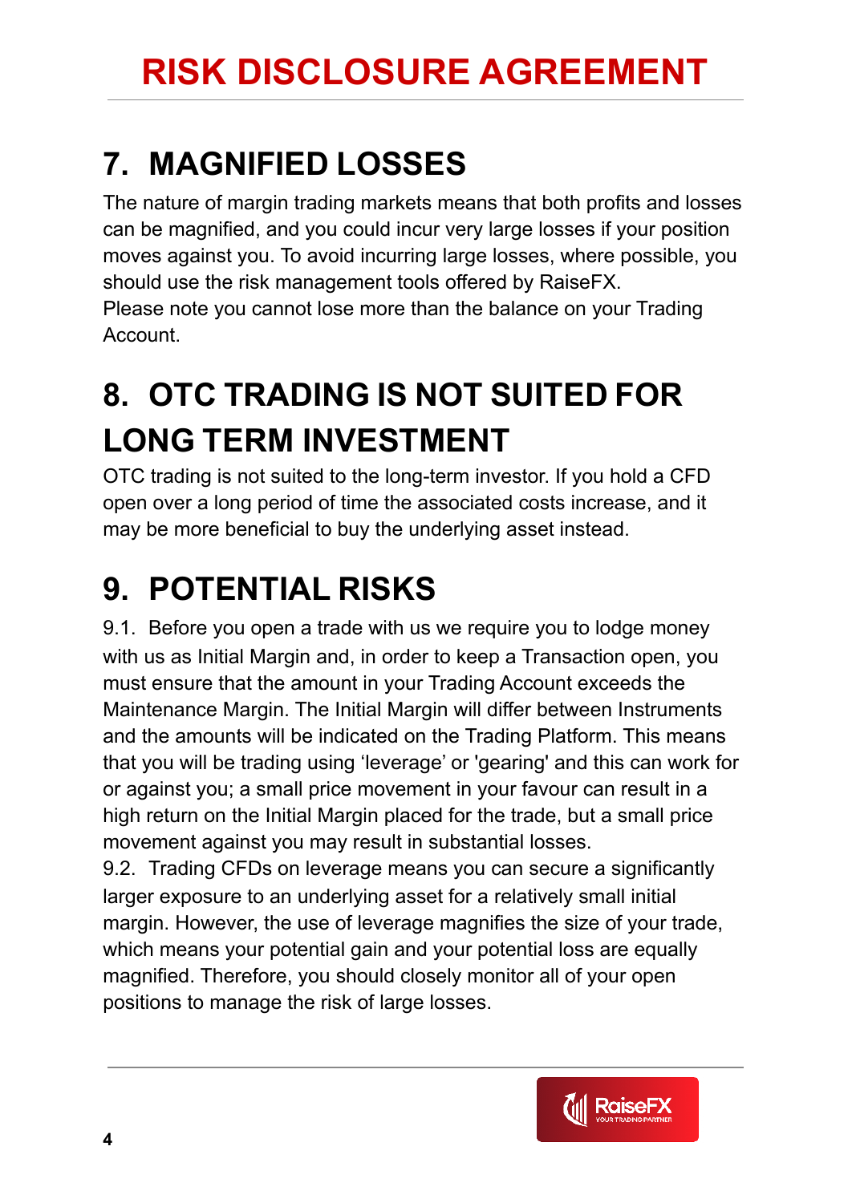# RISK DISCLOSURE AGREEMENT

## 7. MAGNIFIED LOSSES

The nature of margin trading markets means that both profits and losses can be magnified, and you could incur very large losses if your position moves against you. To avoid incurring large losses, where possible, you should use the risk management tools offered by RaiseFX.
Please note you cannot lose more than the balance on your Trading Account.

## 8. OTC TRADING IS NOT SUITED FOR LONG TERM INVESTMENT

OTC trading is not suited to the long-term investor. If you hold a CFD open over a long period of time the associated costs increase, and it may be more beneficial to buy the underlying asset instead.

## 9. POTENTIAL RISKS

9.1. Before you open a trade with us we require you to lodge money with us as Initial Margin and, in order to keep a Transaction open, you must ensure that the amount in your Trading Account exceeds the Maintenance Margin. The Initial Margin will differ between Instruments and the amounts will be indicated on the Trading Platform. This means that you will be trading using 'leverage' or 'gearing' and this can work for or against you; a small price movement in your favour can result in a high return on the Initial Margin placed for the trade, but a small price movement against you may result in substantial losses.

9.2. Trading CFDs on leverage means you can secure a significantly larger exposure to an underlying asset for a relatively small initial margin. However, the use of leverage magnifies the size of your trade, which means your potential gain and your potential loss are equally magnified. Therefore, you should closely monitor all of your open positions to manage the risk of large losses.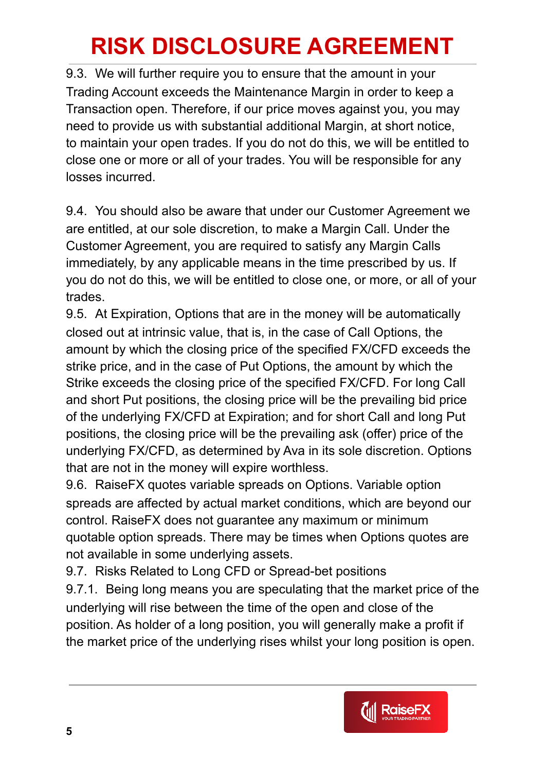# RISK DISCLOSURE AGREEMENT

9.3. We will further require you to ensure that the amount in your Trading Account exceeds the Maintenance Margin in order to keep a Transaction open. Therefore, if our price moves against you, you may need to provide us with substantial additional Margin, at short notice, to maintain your open trades. If you do not do this, we will be entitled to close one or more or all of your trades. You will be responsible for any losses incurred.

9.4. You should also be aware that under our Customer Agreement we are entitled, at our sole discretion, to make a Margin Call. Under the Customer Agreement, you are required to satisfy any Margin Calls immediately, by any applicable means in the time prescribed by us. If you do not do this, we will be entitled to close one, or more, or all of your trades.

9.5. At Expiration, Options that are in the money will be automatically closed out at intrinsic value, that is, in the case of Call Options, the amount by which the closing price of the specified FX/CFD exceeds the strike price, and in the case of Put Options, the amount by which the Strike exceeds the closing price of the specified FX/CFD. For long Call and short Put positions, the closing price will be the prevailing bid price of the underlying FX/CFD at Expiration; and for short Call and long Put positions, the closing price will be the prevailing ask (offer) price of the underlying FX/CFD, as determined by Ava in its sole discretion. Options that are not in the money will expire worthless.

9.6. RaiseFX quotes variable spreads on Options. Variable option spreads are affected by actual market conditions, which are beyond our control. RaiseFX does not guarantee any maximum or minimum quotable option spreads. There may be times when Options quotes are not available in some underlying assets.

9.7. Risks Related to Long CFD or Spread-bet positions

9.7.1. Being long means you are speculating that the market price of the underlying will rise between the time of the open and close of the position. As holder of a long position, you will generally make a profit if the market price of the underlying rises whilst your long position is open.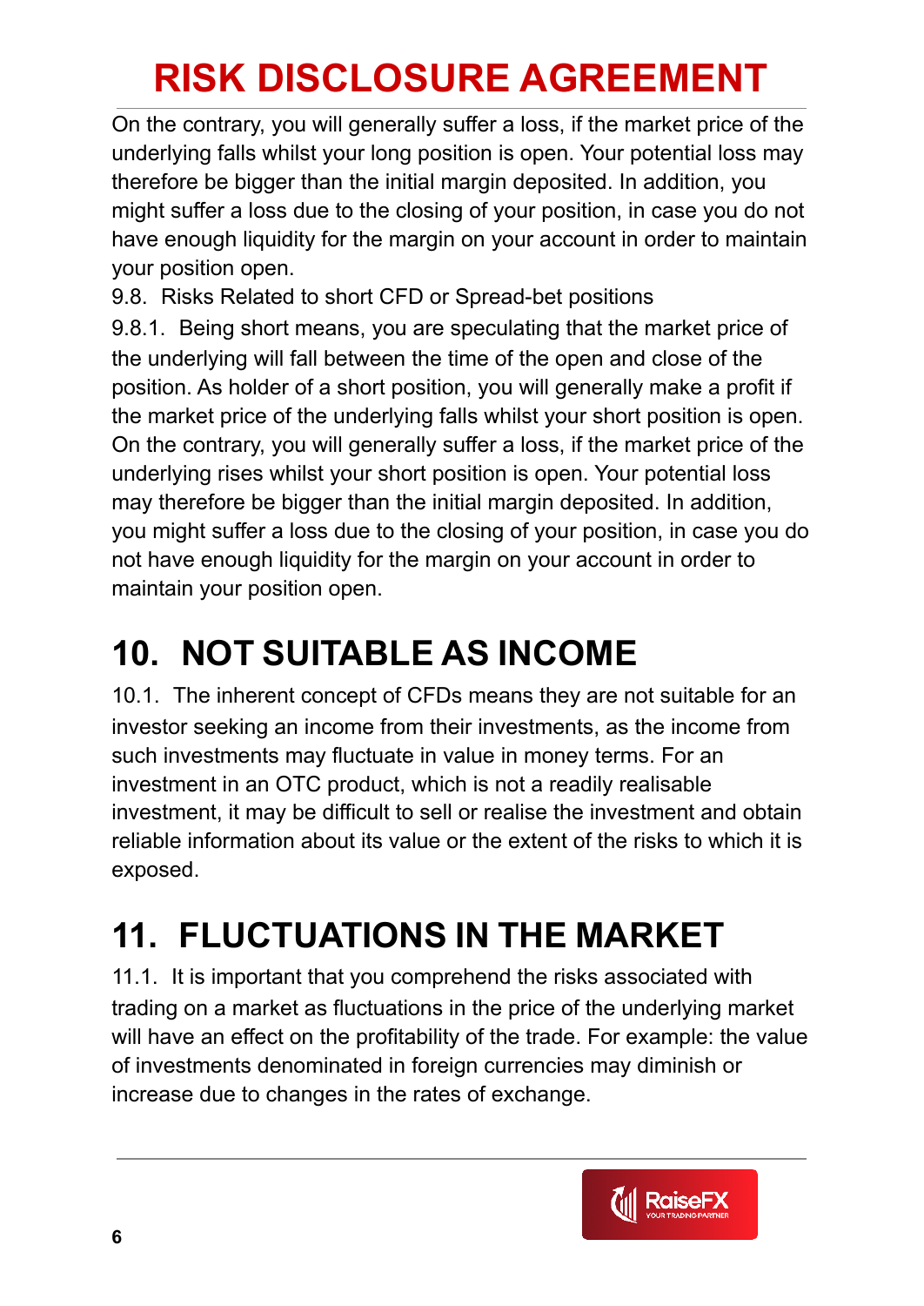On the contrary, you will generally suffer a loss, if the market price of the underlying falls whilst your long position is open. Your potential loss may therefore be bigger than the initial margin deposited. In addition, you might suffer a loss due to the closing of your position, in case you do not have enough liquidity for the margin on your account in order to maintain your position open.

9.8. Risks Related to short CFD or Spread-bet positions

9.8.1. Being short means, you are speculating that the market price of the underlying will fall between the time of the open and close of the position. As holder of a short position, you will generally make a profit if the market price of the underlying falls whilst your short position is open. On the contrary, you will generally suffer a loss, if the market price of the underlying rises whilst your short position is open. Your potential loss may therefore be bigger than the initial margin deposited. In addition, you might suffer a loss due to the closing of your position, in case you do not have enough liquidity for the margin on your account in order to maintain your position open.

## 10. NOT SUITABLE AS INCOME

10.1. The inherent concept of CFDs means they are not suitable for an investor seeking an income from their investments, as the income from such investments may fluctuate in value in money terms. For an investment in an OTC product, which is not a readily realisable investment, it may be difficult to sell or realise the investment and obtain reliable information about its value or the extent of the risks to which it is exposed.

## 11. FLUCTUATIONS IN THE MARKET

11.1. It is important that you comprehend the risks associated with trading on a market as fluctuations in the price of the underlying market will have an effect on the profitability of the trade. For example: the value of investments denominated in foreign currencies may diminish or increase due to changes in the rates of exchange.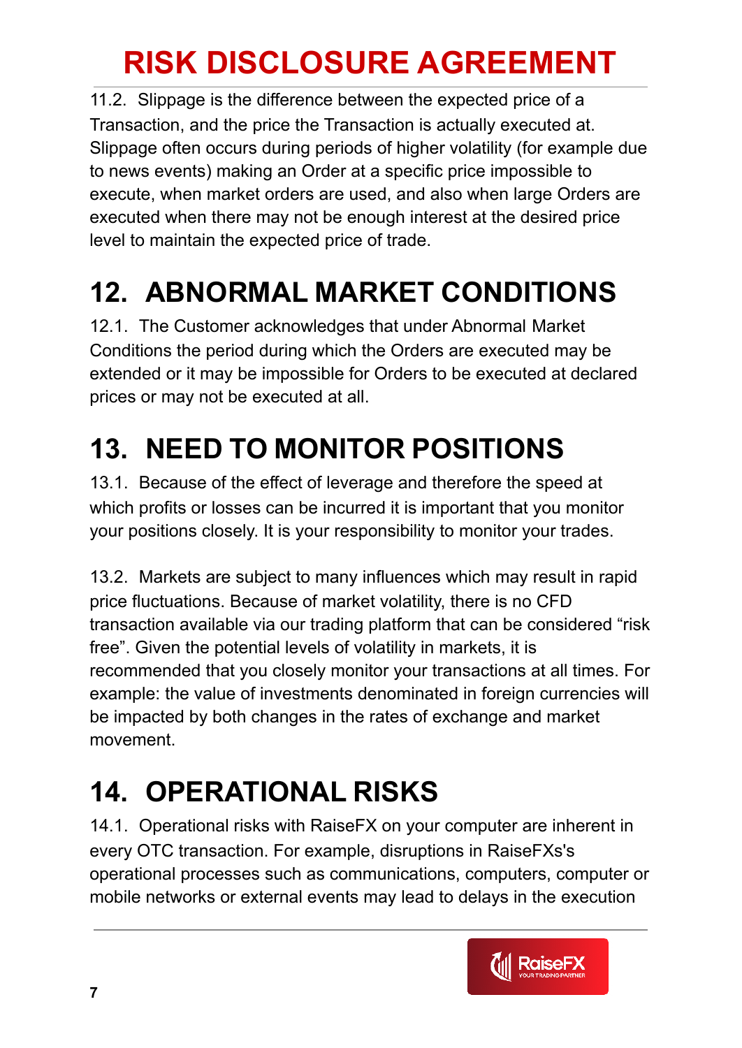11.2. Slippage is the difference between the expected price of a Transaction, and the price the Transaction is actually executed at. Slippage often occurs during periods of higher volatility (for example due to news events) making an Order at a specific price impossible to execute, when market orders are used, and also when large Orders are executed when there may not be enough interest at the desired price level to maintain the expected price of trade.

## 12. ABNORMAL MARKET CONDITIONS

12.1. The Customer acknowledges that under Abnormal Market Conditions the period during which the Orders are executed may be extended or it may be impossible for Orders to be executed at declared prices or may not be executed at all.

## 13. NEED TO MONITOR POSITIONS

13.1. Because of the effect of leverage and therefore the speed at which profits or losses can be incurred it is important that you monitor your positions closely. It is your responsibility to monitor your trades.

13.2. Markets are subject to many influences which may result in rapid price fluctuations. Because of market volatility, there is no CFD transaction available via our trading platform that can be considered "risk free". Given the potential levels of volatility in markets, it is recommended that you closely monitor your transactions at all times. For example: the value of investments denominated in foreign currencies will be impacted by both changes in the rates of exchange and market movement.

## 14. OPERATIONAL RISKS

14.1. Operational risks with RaiseFX on your computer are inherent in every OTC transaction. For example, disruptions in RaiseFXs's operational processes such as communications, computers, computer or mobile networks or external events may lead to delays in the execution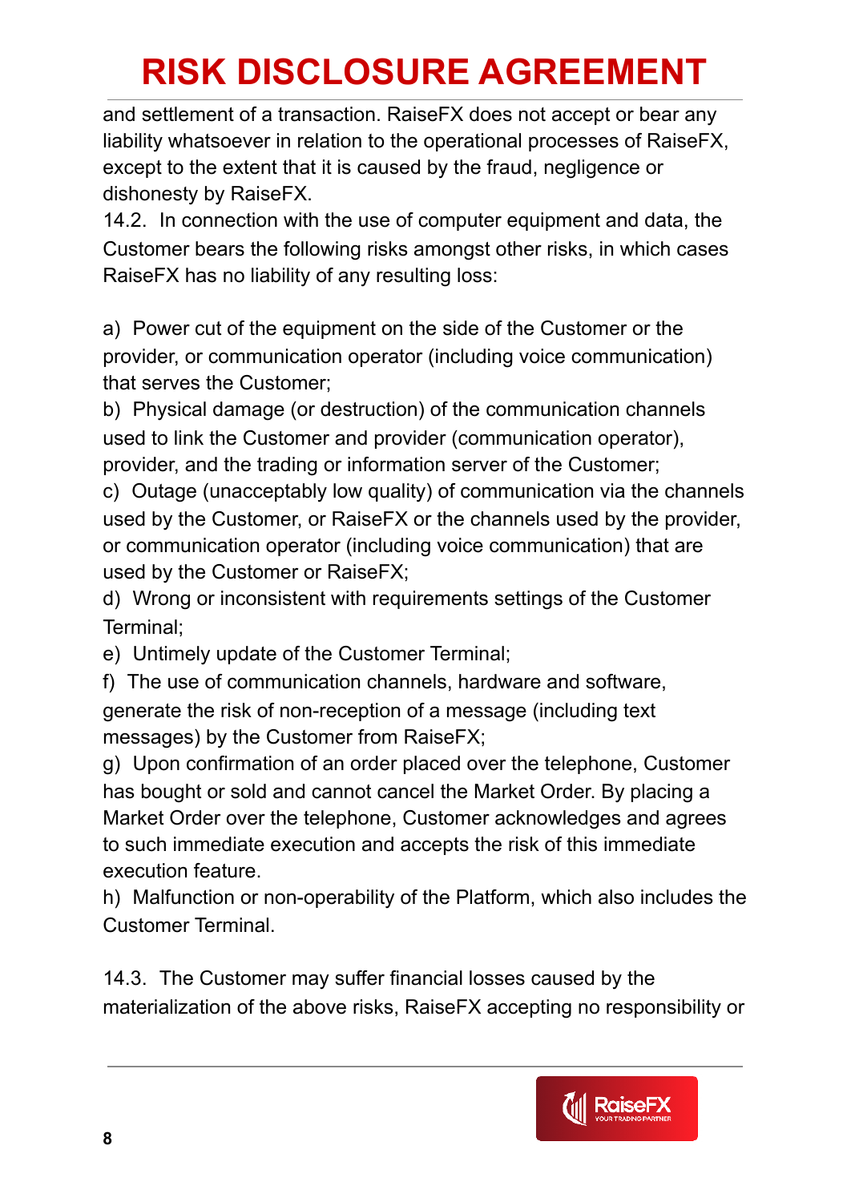and settlement of a transaction. RaiseFX does not accept or bear any liability whatsoever in relation to the operational processes of RaiseFX, except to the extent that it is caused by the fraud, negligence or dishonesty by RaiseFX.

14.2. In connection with the use of computer equipment and data, the Customer bears the following risks amongst other risks, in which cases RaiseFX has no liability of any resulting loss:

a) Power cut of the equipment on the side of the Customer or the provider, or communication operator (including voice communication) that serves the Customer;
b) Physical damage (or destruction) of the communication channels used to link the Customer and provider (communication operator), provider, and the trading or information server of the Customer;
c) Outage (unacceptably low quality) of communication via the channels used by the Customer, or RaiseFX or the channels used by the provider, or communication operator (including voice communication) that are used by the Customer or RaiseFX;
d) Wrong or inconsistent with requirements settings of the Customer Terminal;
e) Untimely update of the Customer Terminal;
f) The use of communication channels, hardware and software, generate the risk of non-reception of a message (including text messages) by the Customer from RaiseFX;
g) Upon confirmation of an order placed over the telephone, Customer has bought or sold and cannot cancel the Market Order. By placing a Market Order over the telephone, Customer acknowledges and agrees to such immediate execution and accepts the risk of this immediate execution feature.
h) Malfunction or non-operability of the Platform, which also includes the Customer Terminal.

14.3. The Customer may suffer financial losses caused by the materialization of the above risks, RaiseFX accepting no responsibility or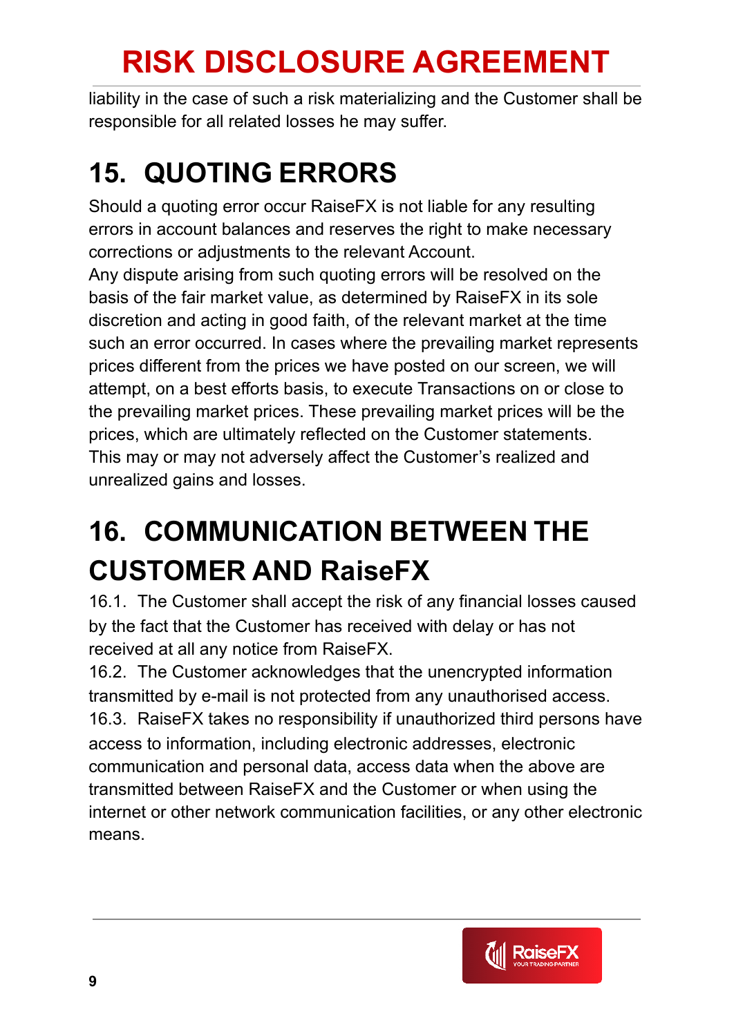liability in the case of such a risk materializing and the Customer shall be responsible for all related losses he may suffer.

## 15. QUOTING ERRORS

Should a quoting error occur RaiseFX is not liable for any resulting errors in account balances and reserves the right to make necessary corrections or adjustments to the relevant Account.
Any dispute arising from such quoting errors will be resolved on the basis of the fair market value, as determined by RaiseFX in its sole discretion and acting in good faith, of the relevant market at the time such an error occurred. In cases where the prevailing market represents prices different from the prices we have posted on our screen, we will attempt, on a best efforts basis, to execute Transactions on or close to the prevailing market prices. These prevailing market prices will be the prices, which are ultimately reflected on the Customer statements.
This may or may not adversely affect the Customer's realized and unrealized gains and losses.

## 16. COMMUNICATION BETWEEN THE CUSTOMER AND RaiseFX

16.1. The Customer shall accept the risk of any financial losses caused by the fact that the Customer has received with delay or has not received at all any notice from RaiseFX.
16.2. The Customer acknowledges that the unencrypted information transmitted by e-mail is not protected from any unauthorised access.
16.3. RaiseFX takes no responsibility if unauthorized third persons have access to information, including electronic addresses, electronic communication and personal data, access data when the above are transmitted between RaiseFX and the Customer or when using the internet or other network communication facilities, or any other electronic means.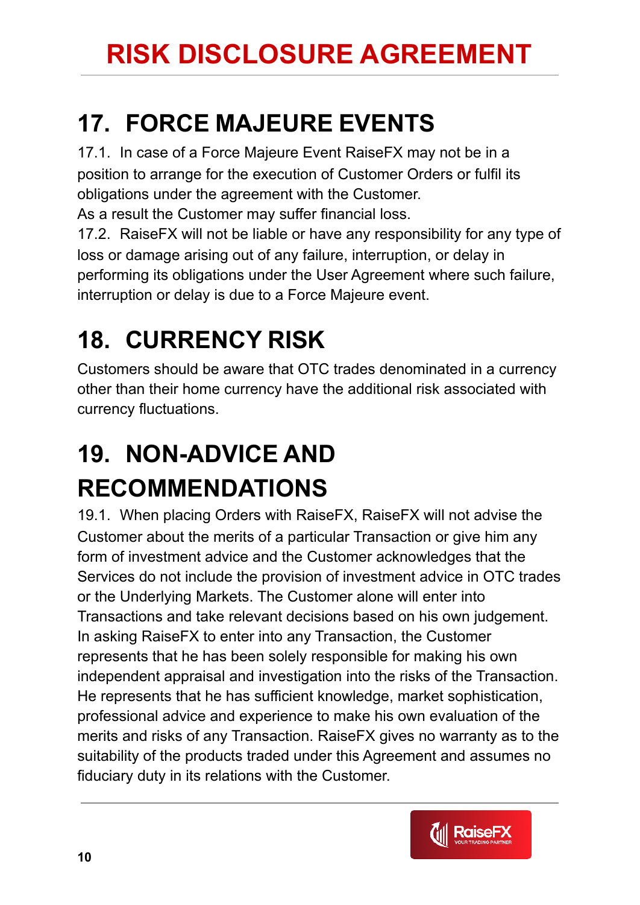# RISK DISCLOSURE AGREEMENT

## 17. FORCE MAJEURE EVENTS

17.1. In case of a Force Majeure Event RaiseFX may not be in a position to arrange for the execution of Customer Orders or fulfil its obligations under the agreement with the Customer.
As a result the Customer may suffer financial loss.
17.2. RaiseFX will not be liable or have any responsibility for any type of loss or damage arising out of any failure, interruption, or delay in performing its obligations under the User Agreement where such failure, interruption or delay is due to a Force Majeure event.

## 18. CURRENCY RISK

Customers should be aware that OTC trades denominated in a currency other than their home currency have the additional risk associated with currency fluctuations.

## 19. NON-ADVICE AND RECOMMENDATIONS

19.1. When placing Orders with RaiseFX, RaiseFX will not advise the Customer about the merits of a particular Transaction or give him any form of investment advice and the Customer acknowledges that the Services do not include the provision of investment advice in OTC trades or the Underlying Markets. The Customer alone will enter into Transactions and take relevant decisions based on his own judgement. In asking RaiseFX to enter into any Transaction, the Customer represents that he has been solely responsible for making his own independent appraisal and investigation into the risks of the Transaction. He represents that he has sufficient knowledge, market sophistication, professional advice and experience to make his own evaluation of the merits and risks of any Transaction. RaiseFX gives no warranty as to the suitability of the products traded under this Agreement and assumes no fiduciary duty in its relations with the Customer.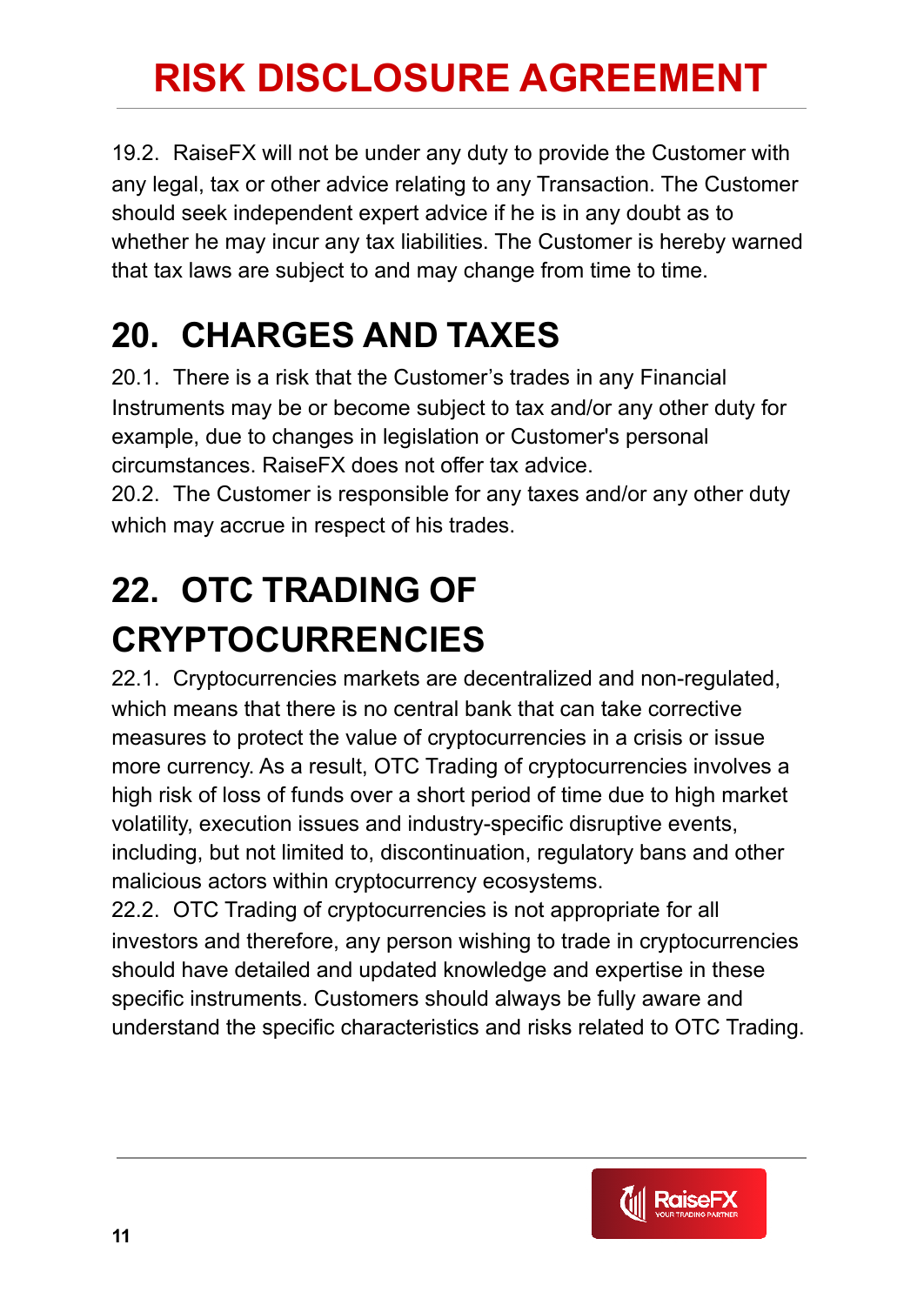19.2. RaiseFX will not be under any duty to provide the Customer with any legal, tax or other advice relating to any Transaction. The Customer should seek independent expert advice if he is in any doubt as to whether he may incur any tax liabilities. The Customer is hereby warned that tax laws are subject to and may change from time to time.

## 20. CHARGES AND TAXES

20.1. There is a risk that the Customer's trades in any Financial Instruments may be or become subject to tax and/or any other duty for example, due to changes in legislation or Customer's personal circumstances. RaiseFX does not offer tax advice.

20.2. The Customer is responsible for any taxes and/or any other duty which may accrue in respect of his trades.

## 22. OTC TRADING OF CRYPTOCURRENCIES

22.1. Cryptocurrencies markets are decentralized and non-regulated, which means that there is no central bank that can take corrective measures to protect the value of cryptocurrencies in a crisis or issue more currency. As a result, OTC Trading of cryptocurrencies involves a high risk of loss of funds over a short period of time due to high market volatility, execution issues and industry-specific disruptive events, including, but not limited to, discontinuation, regulatory bans and other malicious actors within cryptocurrency ecosystems.

22.2. OTC Trading of cryptocurrencies is not appropriate for all investors and therefore, any person wishing to trade in cryptocurrencies should have detailed and updated knowledge and expertise in these specific instruments. Customers should always be fully aware and understand the specific characteristics and risks related to OTC Trading.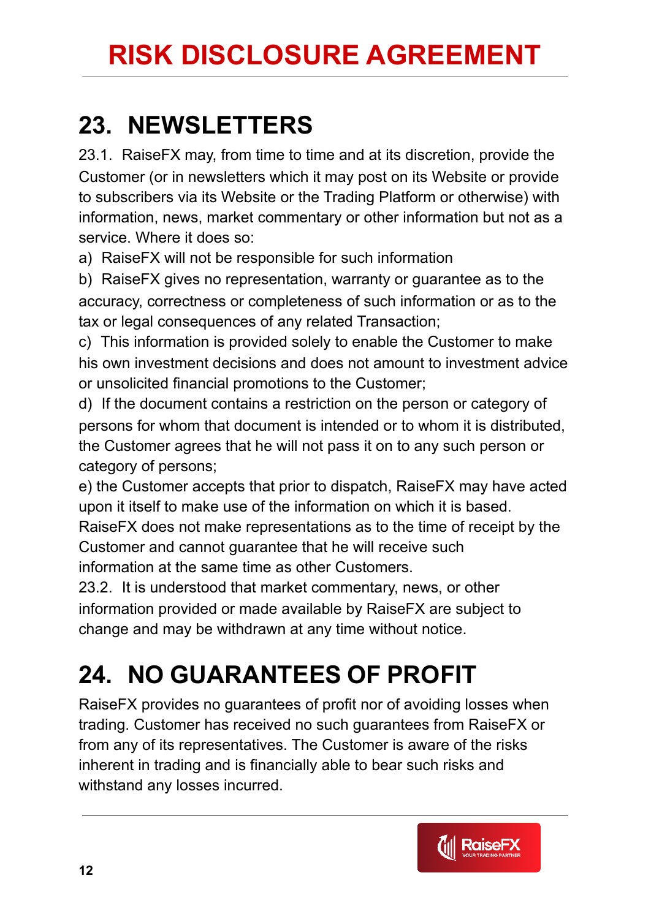## 23. NEWSLETTERS

23.1. RaiseFX may, from time to time and at its discretion, provide the Customer (or in newsletters which it may post on its Website or provide to subscribers via its Website or the Trading Platform or otherwise) with information, news, market commentary or other information but not as a service. Where it does so:

a) RaiseFX will not be responsible for such information

b) RaiseFX gives no representation, warranty or guarantee as to the accuracy, correctness or completeness of such information or as to the tax or legal consequences of any related Transaction;

c) This information is provided solely to enable the Customer to make his own investment decisions and does not amount to investment advice or unsolicited financial promotions to the Customer;

d) If the document contains a restriction on the person or category of persons for whom that document is intended or to whom it is distributed, the Customer agrees that he will not pass it on to any such person or category of persons;

e) the Customer accepts that prior to dispatch, RaiseFX may have acted upon it itself to make use of the information on which it is based. RaiseFX does not make representations as to the time of receipt by the Customer and cannot guarantee that he will receive such information at the same time as other Customers.

23.2. It is understood that market commentary, news, or other information provided or made available by RaiseFX are subject to change and may be withdrawn at any time without notice.

## 24. NO GUARANTEES OF PROFIT

RaiseFX provides no guarantees of profit nor of avoiding losses when trading. Customer has received no such guarantees from RaiseFX or from any of its representatives. The Customer is aware of the risks inherent in trading and is financially able to bear such risks and withstand any losses incurred.